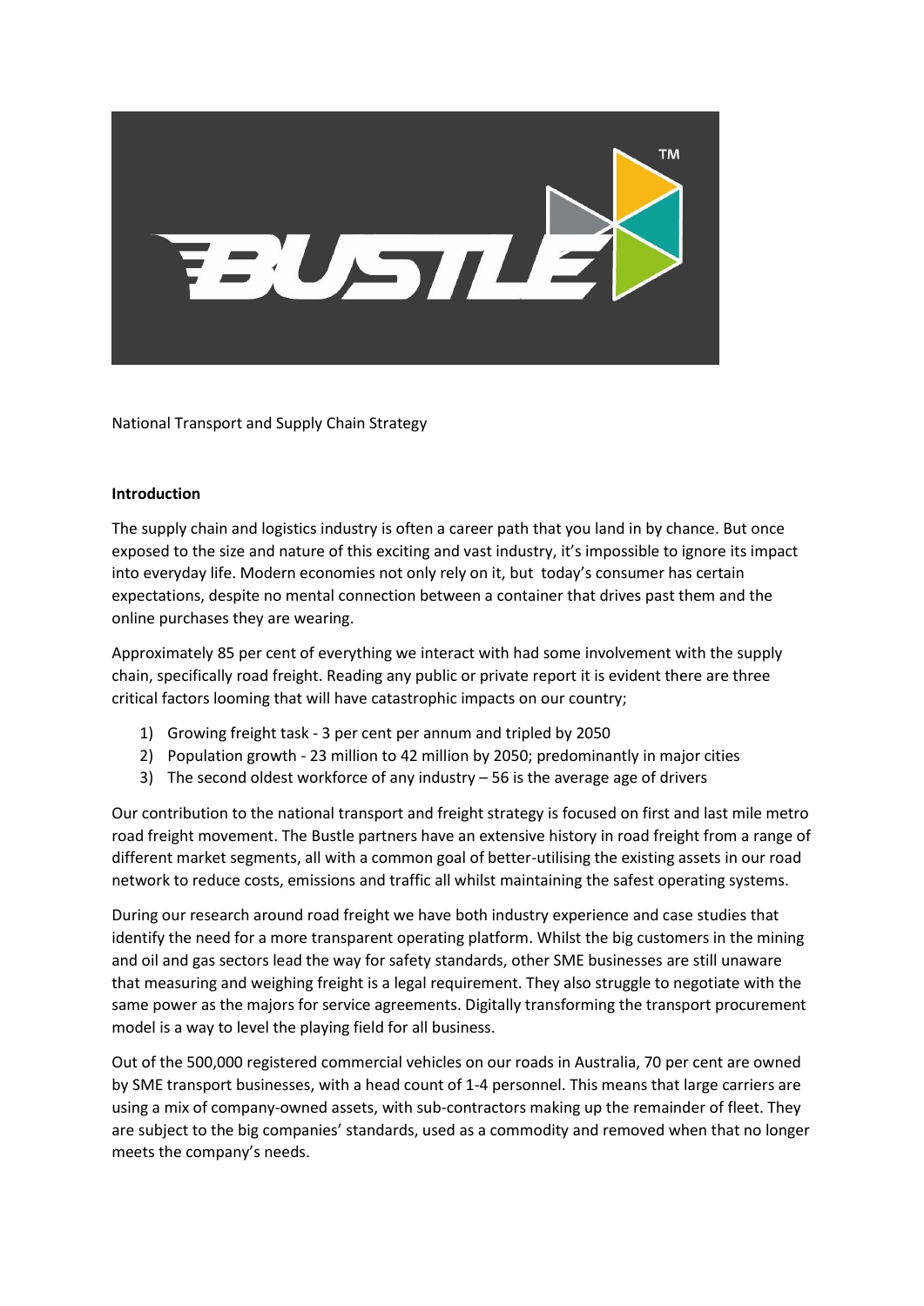National Transport and Supply Chain Strategy

**Introduction**

The supply chain and logistics industry is often a career path that you land in by chance. But once exposed to the size and nature of this exciting and vast industry, it's impossible to ignore its impact into everyday life. Modern economies not only rely on it, but today's consumer has certain expectations, despite no mental connection between a container that drives past them and the online purchases they are wearing.

Approximately 85 per cent of everything we interact with had some involvement with the supply chain, specifically road freight. Reading any public or private report it is evident there are three critical factors looming that will have catastrophic impacts on our country;

1) Growing freight task - 3 per cent per annum and tripled by 2050
2) Population growth - 23 million to 42 million by 2050; predominantly in major cities
3) The second oldest workforce of any industry – 56 is the average age of drivers

Our contribution to the national transport and freight strategy is focused on first and last mile metro road freight movement. The Bustle partners have an extensive history in road freight from a range of different market segments, all with a common goal of better-utilising the existing assets in our road network to reduce costs, emissions and traffic all whilst maintaining the safest operating systems.

During our research around road freight we have both industry experience and case studies that identify the need for a more transparent operating platform. Whilst the big customers in the mining and oil and gas sectors lead the way for safety standards, other SME businesses are still unaware that measuring and weighing freight is a legal requirement. They also struggle to negotiate with the same power as the majors for service agreements. Digitally transforming the transport procurement model is a way to level the playing field for all business.

Out of the 500,000 registered commercial vehicles on our roads in Australia, 70 per cent are owned by SME transport businesses, with a head count of 1-4 personnel. This means that large carriers are using a mix of company-owned assets, with sub-contractors making up the remainder of fleet. They are subject to the big companies' standards, used as a commodity and removed when that no longer meets the company's needs.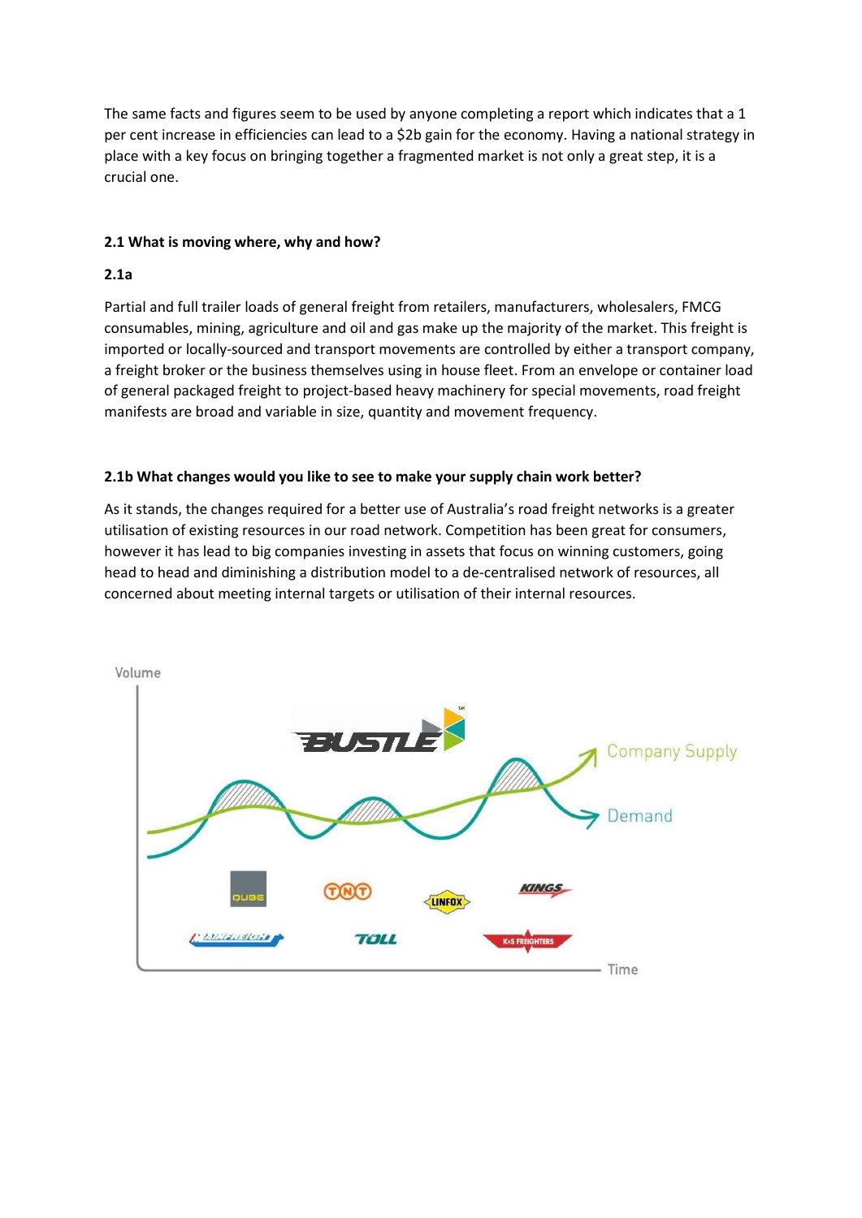The same facts and figures seem to be used by anyone completing a report which indicates that a 1 per cent increase in efficiencies can lead to a $2b gain for the economy. Having a national strategy in place with a key focus on bringing together a fragmented market is not only a great step, it is a crucial one.

#### 2.1 What is moving where, why and how?

#### 2.1a

Partial and full trailer loads of general freight from retailers, manufacturers, wholesalers, FMCG consumables, mining, agriculture and oil and gas make up the majority of the market. This freight is imported or locally-sourced and transport movements are controlled by either a transport company, a freight broker or the business themselves using in house fleet. From an envelope or container load of general packaged freight to project-based heavy machinery for special movements, road freight manifests are broad and variable in size, quantity and movement frequency.

#### 2.1b What changes would you like to see to make your supply chain work better?

As it stands, the changes required for a better use of Australia's road freight networks is a greater utilisation of existing resources in our road network. Competition has been great for consumers, however it has lead to big companies investing in assets that focus on winning customers, going head to head and diminishing a distribution model to a de-centralised network of resources, all concerned about meeting internal targets or utilisation of their internal resources.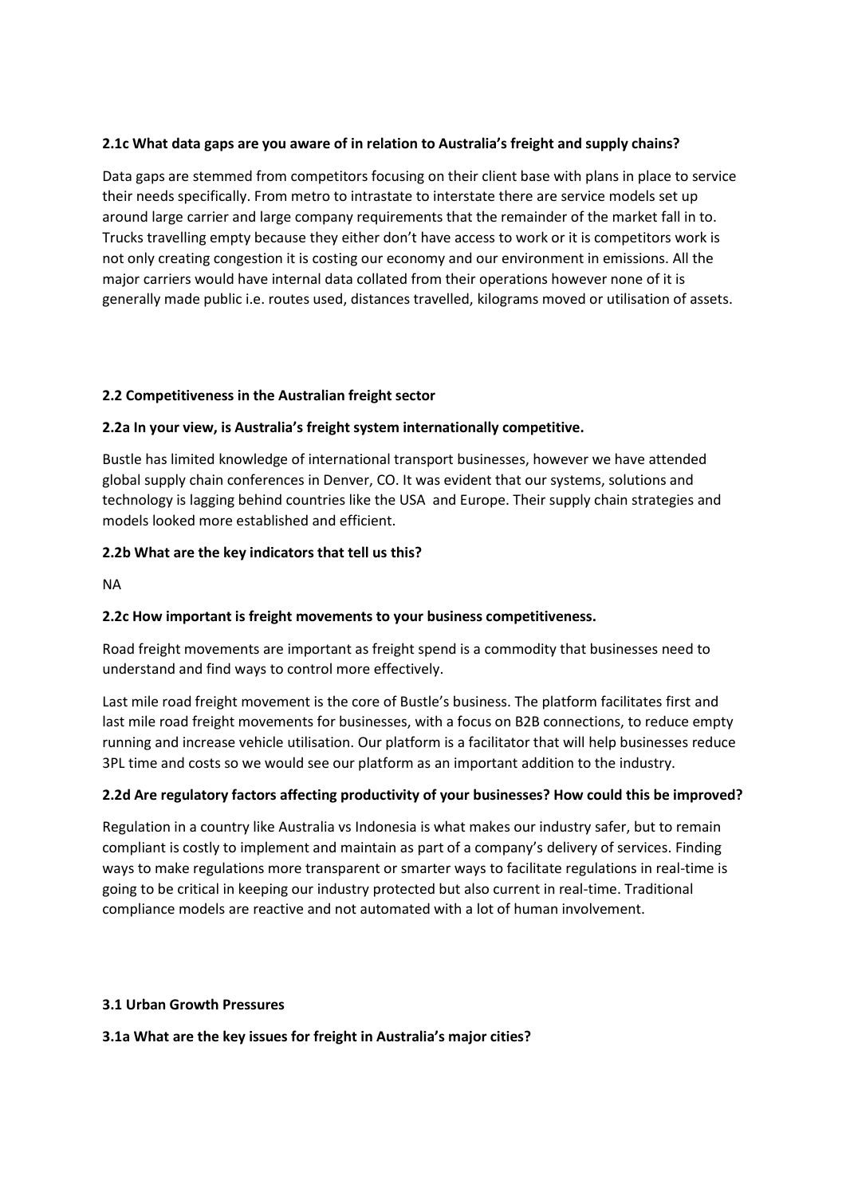**2.1c What data gaps are you aware of in relation to Australia's freight and supply chains?**

Data gaps are stemmed from competitors focusing on their client base with plans in place to service their needs specifically. From metro to intrastate to interstate there are service models set up around large carrier and large company requirements that the remainder of the market fall in to. Trucks travelling empty because they either don't have access to work or it is competitors work is not only creating congestion it is costing our economy and our environment in emissions. All the major carriers would have internal data collated from their operations however none of it is generally made public i.e. routes used, distances travelled, kilograms moved or utilisation of assets.

**2.2 Competitiveness in the Australian freight sector**

**2.2a In your view, is Australia's freight system internationally competitive.**

Bustle has limited knowledge of international transport businesses, however we have attended global supply chain conferences in Denver, CO. It was evident that our systems, solutions and technology is lagging behind countries like the USA and Europe. Their supply chain strategies and models looked more established and efficient.

**2.2b What are the key indicators that tell us this?**

NA

**2.2c How important is freight movements to your business competitiveness.**

Road freight movements are important as freight spend is a commodity that businesses need to understand and find ways to control more effectively.

Last mile road freight movement is the core of Bustle's business. The platform facilitates first and last mile road freight movements for businesses, with a focus on B2B connections, to reduce empty running and increase vehicle utilisation. Our platform is a facilitator that will help businesses reduce 3PL time and costs so we would see our platform as an important addition to the industry.

**2.2d Are regulatory factors affecting productivity of your businesses? How could this be improved?**

Regulation in a country like Australia vs Indonesia is what makes our industry safer, but to remain compliant is costly to implement and maintain as part of a company's delivery of services. Finding ways to make regulations more transparent or smarter ways to facilitate regulations in real-time is going to be critical in keeping our industry protected but also current in real-time. Traditional compliance models are reactive and not automated with a lot of human involvement.

**3.1 Urban Growth Pressures**

**3.1a What are the key issues for freight in Australia's major cities?**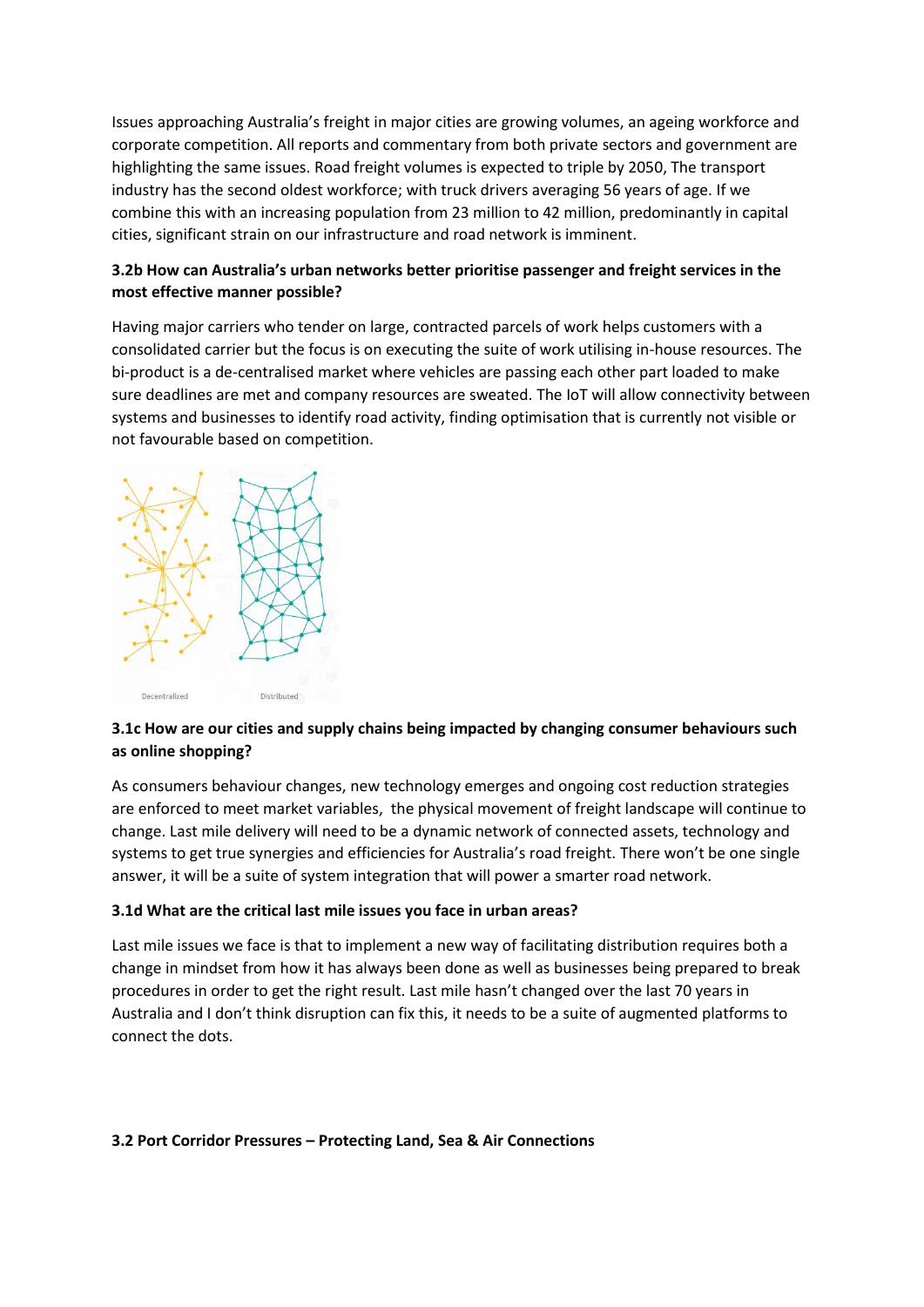Issues approaching Australia's freight in major cities are growing volumes, an ageing workforce and corporate competition. All reports and commentary from both private sectors and government are highlighting the same issues. Road freight volumes is expected to triple by 2050, The transport industry has the second oldest workforce; with truck drivers averaging 56 years of age. If we combine this with an increasing population from 23 million to 42 million, predominantly in capital cities, significant strain on our infrastructure and road network is imminent.

**3.2b How can Australia's urban networks better prioritise passenger and freight services in the most effective manner possible?**

Having major carriers who tender on large, contracted parcels of work helps customers with a consolidated carrier but the focus is on executing the suite of work utilising in-house resources. The bi-product is a de-centralised market where vehicles are passing each other part loaded to make sure deadlines are met and company resources are sweated. The IoT will allow connectivity between systems and businesses to identify road activity, finding optimisation that is currently not visible or not favourable based on competition.

Decentralized Distributed

**3.1c How are our cities and supply chains being impacted by changing consumer behaviours such as online shopping?**

As consumers behaviour changes, new technology emerges and ongoing cost reduction strategies are enforced to meet market variables, the physical movement of freight landscape will continue to change. Last mile delivery will need to be a dynamic network of connected assets, technology and systems to get true synergies and efficiencies for Australia's road freight. There won't be one single answer, it will be a suite of system integration that will power a smarter road network.

**3.1d What are the critical last mile issues you face in urban areas?**

Last mile issues we face is that to implement a new way of facilitating distribution requires both a change in mindset from how it has always been done as well as businesses being prepared to break procedures in order to get the right result. Last mile hasn't changed over the last 70 years in Australia and I don't think disruption can fix this, it needs to be a suite of augmented platforms to connect the dots.

**3.2 Port Corridor Pressures – Protecting Land, Sea & Air Connections**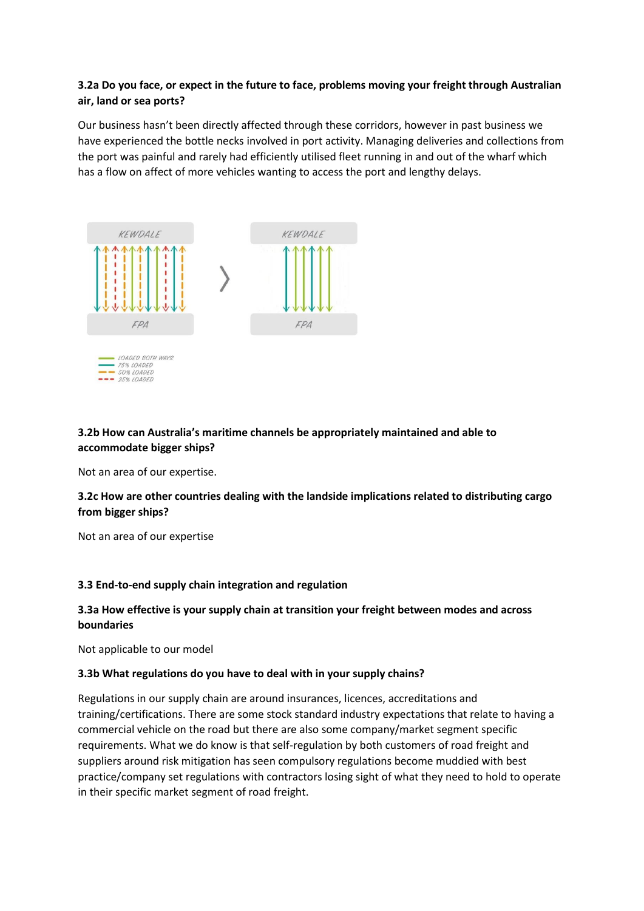**3.2a Do you face, or expect in the future to face, problems moving your freight through Australian air, land or sea ports?**

Our business hasn't been directly affected through these corridors, however in past business we have experienced the bottle necks involved in port activity. Managing deliveries and collections from the port was painful and rarely had efficiently utilised fleet running in and out of the wharf which has a flow on affect of more vehicles wanting to access the port and lengthy delays.

**3.2b How can Australia's maritime channels be appropriately maintained and able to accommodate bigger ships?**

Not an area of our expertise.

**3.2c How are other countries dealing with the landside implications related to distributing cargo from bigger ships?**

Not an area of our expertise

**3.3 End-to-end supply chain integration and regulation**

**3.3a How effective is your supply chain at transition your freight between modes and across boundaries**

Not applicable to our model

**3.3b What regulations do you have to deal with in your supply chains?**

Regulations in our supply chain are around insurances, licences, accreditations and training/certifications. There are some stock standard industry expectations that relate to having a commercial vehicle on the road but there are also some company/market segment specific requirements. What we do know is that self-regulation by both customers of road freight and suppliers around risk mitigation has seen compulsory regulations become muddied with best practice/company set regulations with contractors losing sight of what they need to hold to operate in their specific market segment of road freight.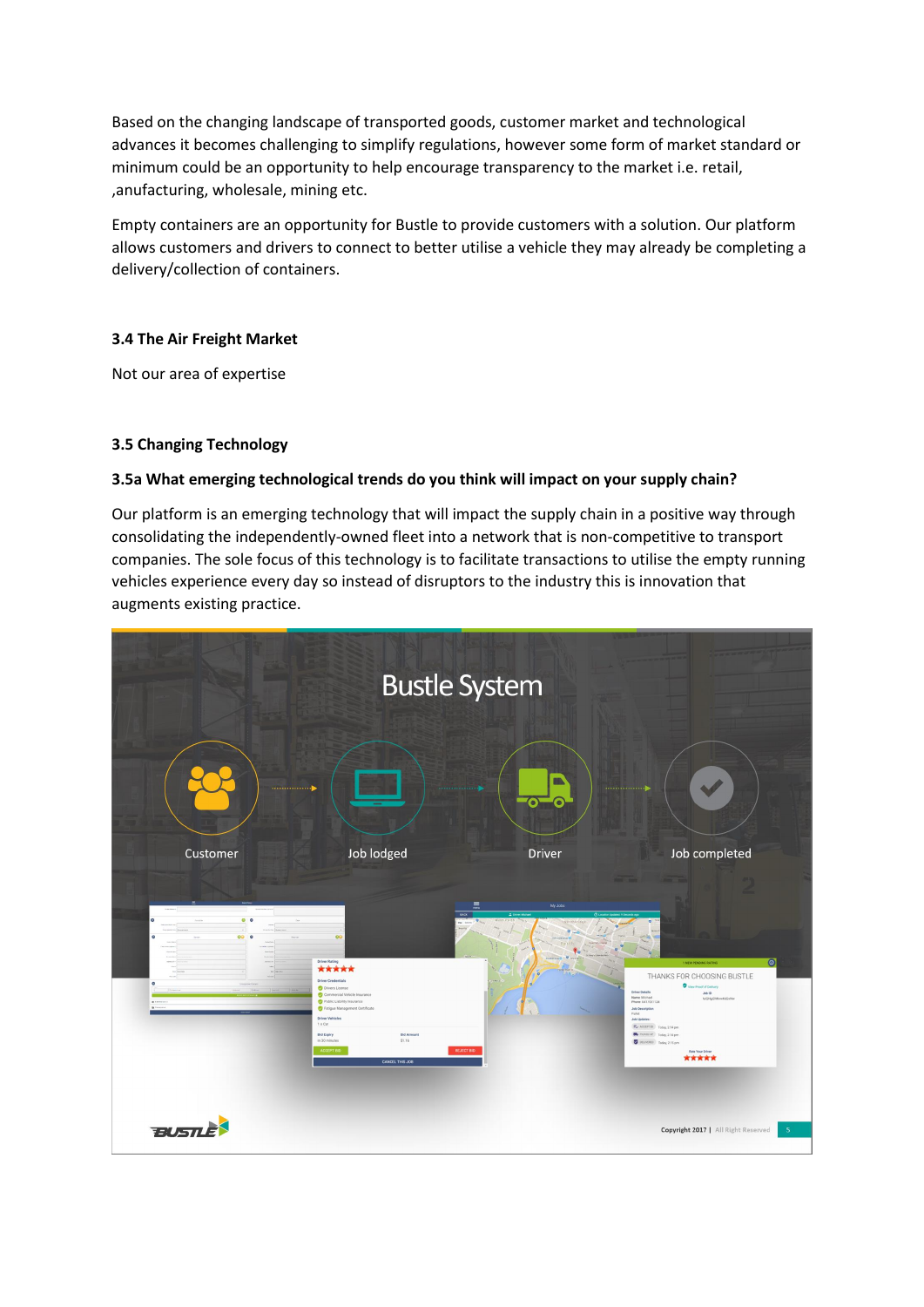Based on the changing landscape of transported goods, customer market and technological advances it becomes challenging to simplify regulations, however some form of market standard or minimum could be an opportunity to help encourage transparency to the market i.e. retail, ,anufacturing, wholesale, mining etc.

Empty containers are an opportunity for Bustle to provide customers with a solution. Our platform allows customers and drivers to connect to better utilise a vehicle they may already be completing a delivery/collection of containers.

### 3.4 The Air Freight Market

Not our area of expertise

### 3.5 Changing Technology

#### 3.5a What emerging technological trends do you think will impact on your supply chain?

Our platform is an emerging technology that will impact the supply chain in a positive way through consolidating the independently-owned fleet into a network that is non-competitive to transport companies. The sole focus of this technology is to facilitate transactions to utilise the empty running vehicles experience every day so instead of disruptors to the industry this is innovation that augments existing practice.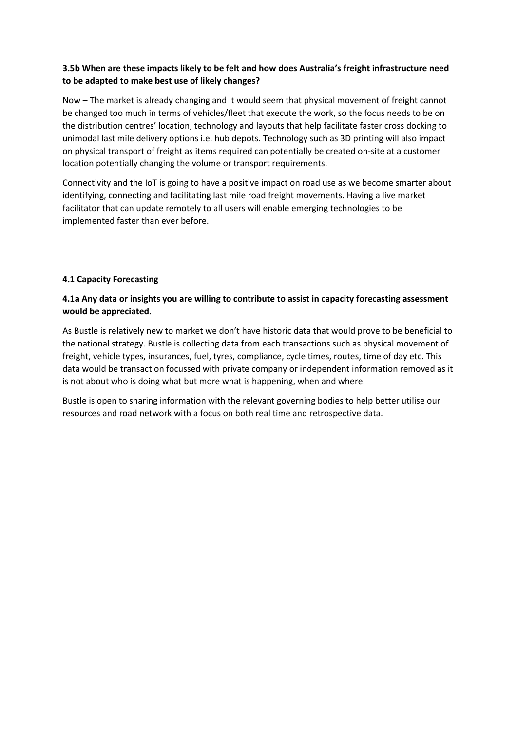**3.5b When are these impacts likely to be felt and how does Australia's freight infrastructure need to be adapted to make best use of likely changes?**

Now – The market is already changing and it would seem that physical movement of freight cannot be changed too much in terms of vehicles/fleet that execute the work, so the focus needs to be on the distribution centres' location, technology and layouts that help facilitate faster cross docking to unimodal last mile delivery options i.e. hub depots. Technology such as 3D printing will also impact on physical transport of freight as items required can potentially be created on-site at a customer location potentially changing the volume or transport requirements.

Connectivity and the IoT is going to have a positive impact on road use as we become smarter about identifying, connecting and facilitating last mile road freight movements. Having a live market facilitator that can update remotely to all users will enable emerging technologies to be implemented faster than ever before.

**4.1 Capacity Forecasting**

**4.1a Any data or insights you are willing to contribute to assist in capacity forecasting assessment would be appreciated.**

As Bustle is relatively new to market we don't have historic data that would prove to be beneficial to the national strategy. Bustle is collecting data from each transactions such as physical movement of freight, vehicle types, insurances, fuel, tyres, compliance, cycle times, routes, time of day etc. This data would be transaction focussed with private company or independent information removed as it is not about who is doing what but more what is happening, when and where.

Bustle is open to sharing information with the relevant governing bodies to help better utilise our resources and road network with a focus on both real time and retrospective data.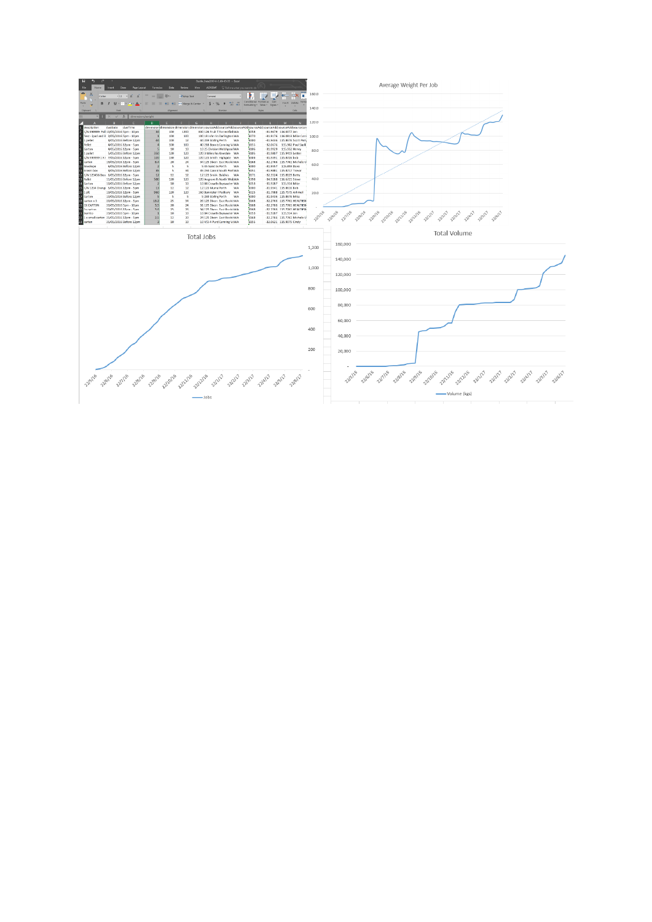Average Weight Per Job

Total Jobs

Total Volume

Volume (kgs)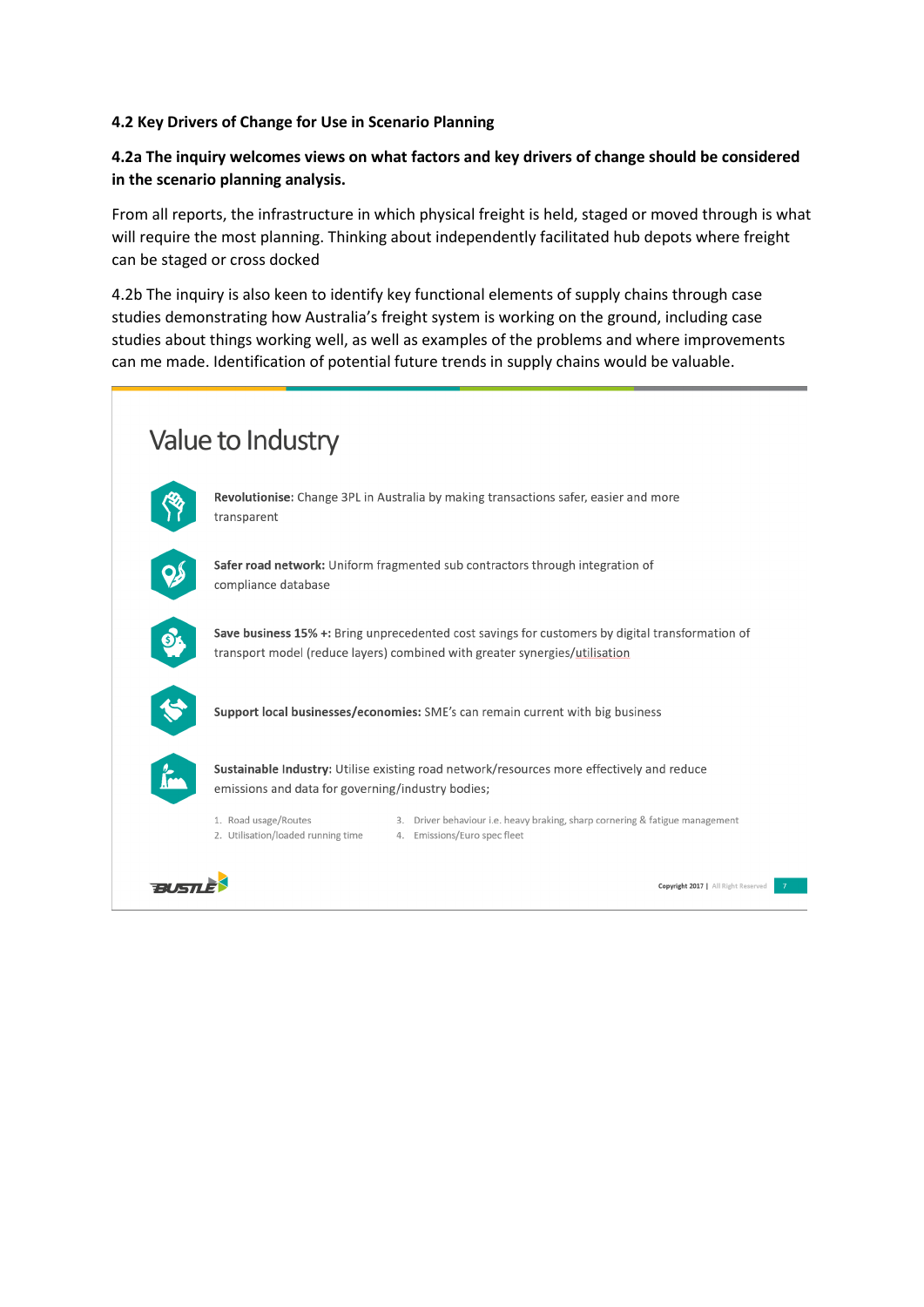**4.2 Key Drivers of Change for Use in Scenario Planning**

**4.2a The inquiry welcomes views on what factors and key drivers of change should be considered in the scenario planning analysis.**

From all reports, the infrastructure in which physical freight is held, staged or moved through is what will require the most planning. Thinking about independently facilitated hub depots where freight can be staged or cross docked

4.2b The inquiry is also keen to identify key functional elements of supply chains through case studies demonstrating how Australia's freight system is working on the ground, including case studies about things working well, as well as examples of the problems and where improvements can me made. Identification of potential future trends in supply chains would be valuable.

## Value to Industry

**Revolutionise:** Change 3PL in Australia by making transactions safer, easier and more transparent

**Safer road network:** Uniform fragmented sub contractors through integration of compliance database

**Save business 15% +:** Bring unprecedented cost savings for customers by digital transformation of transport model (reduce layers) combined with greater synergies/utilisation

**Support local businesses/economies:** SME's can remain current with big business

**Sustainable Industry:** Utilise existing road network/resources more effectively and reduce emissions and data for governing/industry bodies;

1. Road usage/Routes
2. Utilisation/loaded running time
3. Driver behaviour i.e. heavy braking, sharp cornering & fatigue management
4. Emissions/Euro spec fleet

BUSTLE

Copyright 2017 | All Right Reserved